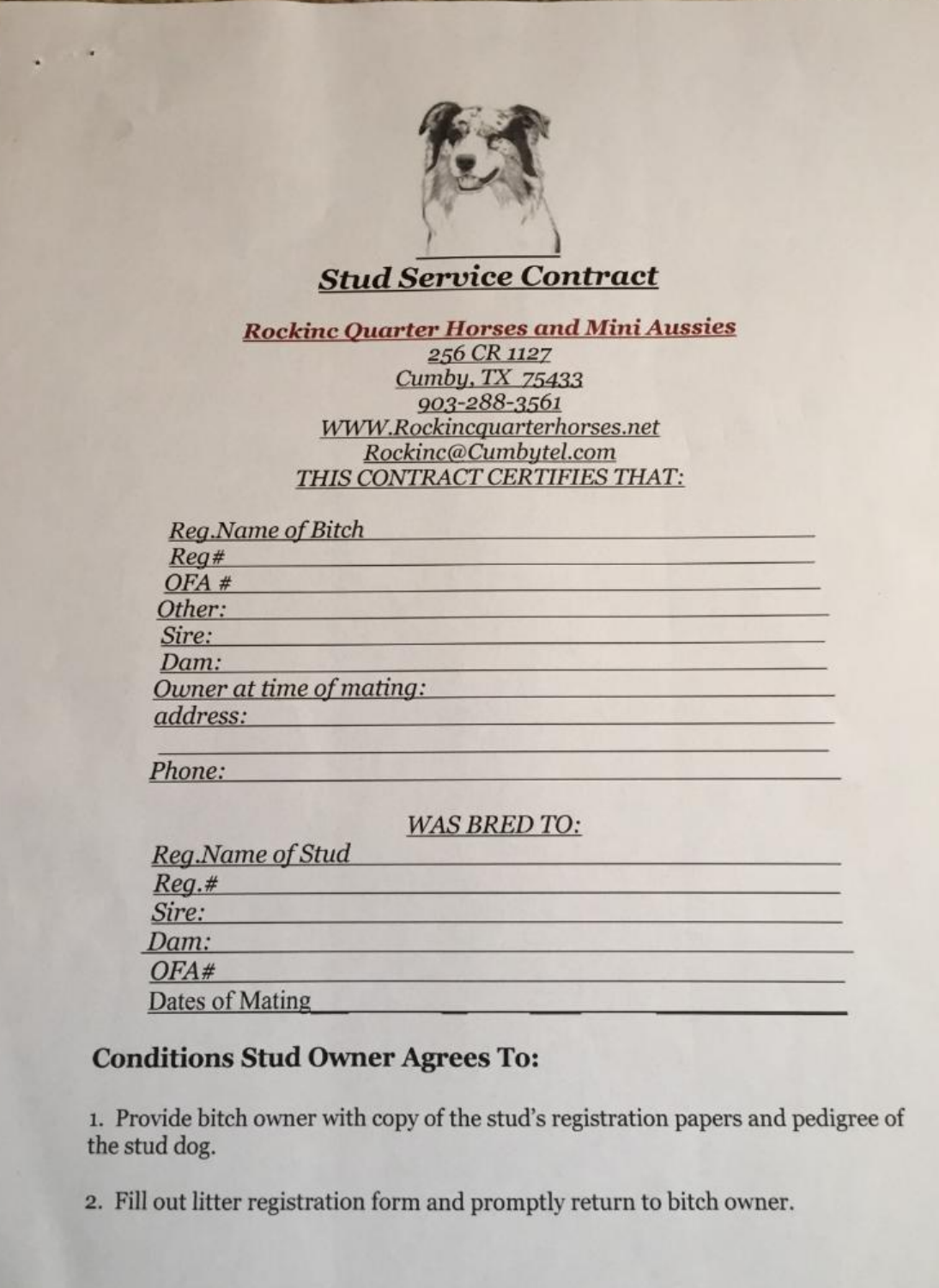# Stud Service Contract

**Rockinc Quarter Horses and Mini Aussies**

256 CR 1127
Cumby, TX 75433
903-288-3561
WWW.Rockincquarterhorses.net
Rockinc@Cumbytel.com

*THIS CONTRACT CERTIFIES THAT:*

*Reg.Name of Bitch* ______________________________
*Reg#* ______________________________
*OFA #* ______________________________
*Other:* ______________________________
*Sire:* ______________________________
*Dam:* ______________________________
*Owner at time of mating:* ______________________________
*address:* ______________________________
______________________________
*Phone:* ______________________________

*WAS BRED TO:*

*Reg.Name of Stud* ______________________________
*Reg.#* ______________________________
*Sire:* ______________________________
*Dam:* ______________________________
*OFA#* ______________________________
Dates of Mating______________________________

## Conditions Stud Owner Agrees To:

1. Provide bitch owner with copy of the stud's registration papers and pedigree of the stud dog.

2. Fill out litter registration form and promptly return to bitch owner.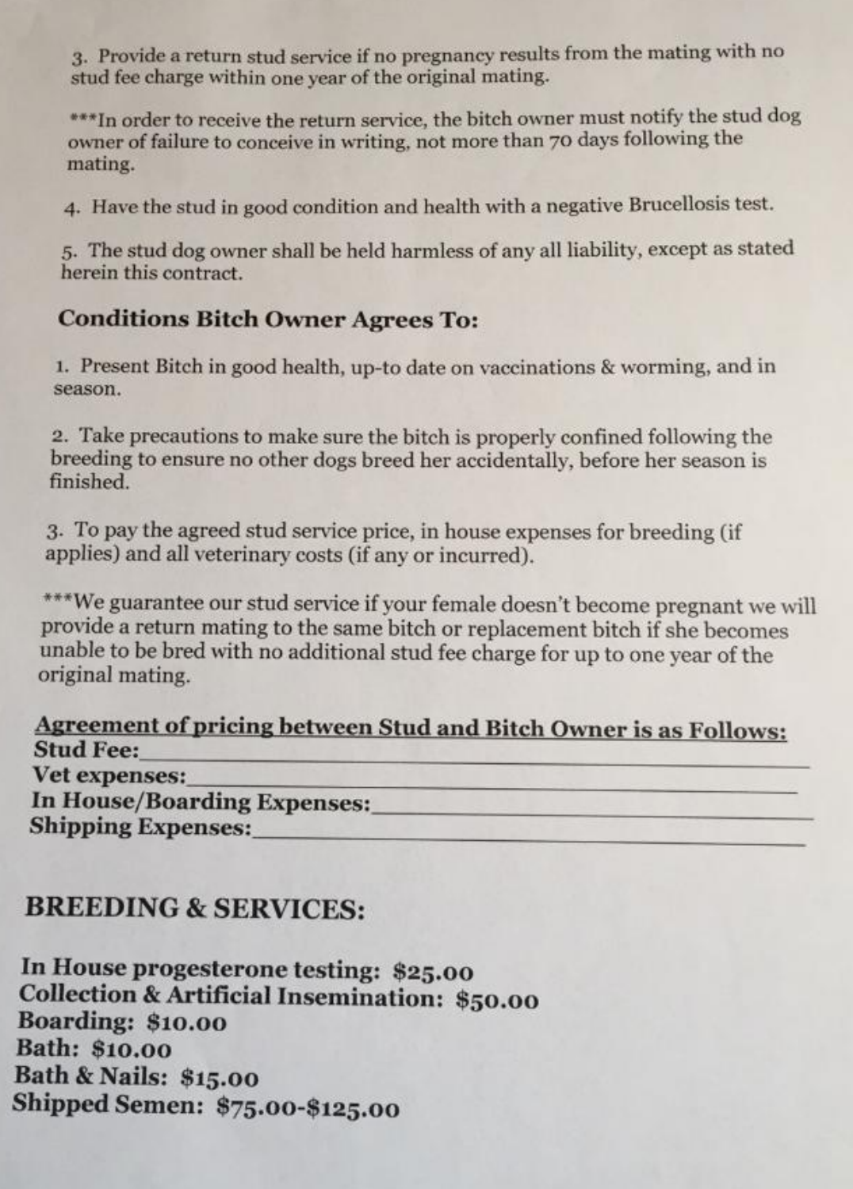3. Provide a return stud service if no pregnancy results from the mating with no stud fee charge within one year of the original mating.

***In order to receive the return service, the bitch owner must notify the stud dog owner of failure to conceive in writing, not more than 70 days following the mating.

4. Have the stud in good condition and health with a negative Brucellosis test.

5. The stud dog owner shall be held harmless of any all liability, except as stated herein this contract.

### Conditions Bitch Owner Agrees To:

1. Present Bitch in good health, up-to date on vaccinations & worming, and in season.

2. Take precautions to make sure the bitch is properly confined following the breeding to ensure no other dogs breed her accidentally, before her season is finished.

3. To pay the agreed stud service price, in house expenses for breeding (if applies) and all veterinary costs (if any or incurred).

***We guarantee our stud service if your female doesn't become pregnant we will provide a return mating to the same bitch or replacement bitch if she becomes unable to be bred with no additional stud fee charge for up to one year of the original mating.

**Agreement of pricing between Stud and Bitch Owner is as Follows:**

**Stud Fee:**\_\_\_\_\_\_\_\_\_\_\_\_\_\_\_\_\_\_\_\_\_\_\_\_\_\_\_\_\_\_\_\_\_\_\_\_\_\_\_\_

**Vet expenses:**\_\_\_\_\_\_\_\_\_\_\_\_\_\_\_\_\_\_\_\_\_\_\_\_\_\_\_\_\_\_\_\_\_\_\_\_\_\_

**In House/Boarding Expenses:**\_\_\_\_\_\_\_\_\_\_\_\_\_\_\_\_\_\_\_\_\_\_\_\_\_\_

**Shipping Expenses:**\_\_\_\_\_\_\_\_\_\_\_\_\_\_\_\_\_\_\_\_\_\_\_\_\_\_\_\_\_\_\_\_\_\_

## BREEDING & SERVICES:

**In House progesterone testing: $25.00**
**Collection & Artificial Insemination: $50.00**
**Boarding: $10.00**
**Bath: $10.00**
**Bath & Nails: $15.00**
**Shipped Semen: $75.00-$125.00**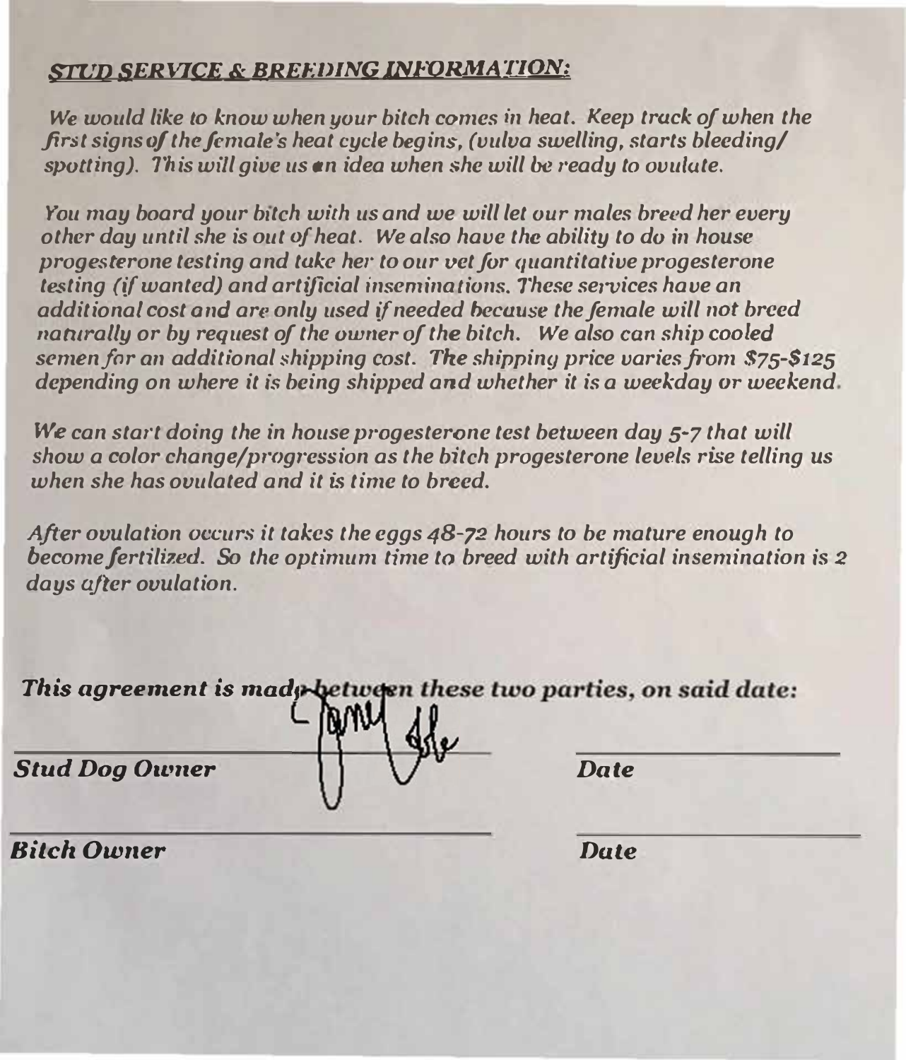## ***STUD SERVICE & BREEDING INFORMATION:***

*We would like to know when your bitch comes in heat. Keep track of when the first signs of the female's heat cycle begins, (vulva swelling, starts bleeding/ spotting). This will give us an idea when she will be ready to ovulate.*

*You may board your bitch with us and we will let our males breed her every other day until she is out of heat. We also have the ability to do in house progesterone testing and take her to our vet for quantitative progesterone testing (if wanted) and artificial inseminations. These services have an additional cost and are only used if needed because the female will not breed naturally or by request of the owner of the bitch. We also can ship cooled semen for an additional shipping cost. The shipping price varies from $75-$125 depending on where it is being shipped and whether it is a weekday or weekend.*

*We can start doing the in house progesterone test between day 5-7 that will show a color change/progression as the bitch progesterone levels rise telling us when she has ovulated and it is time to breed.*

*After ovulation occurs it takes the eggs 48-72 hours to be mature enough to become fertilized. So the optimum time to breed with artificial insemination is 2 days after ovulation.*

***This agreement is made between these two parties, on said date:***

______________________________ ______________
***Stud Dog Owner*** ***Date***

______________________________ ______________
***Bitch Owner*** ***Date***